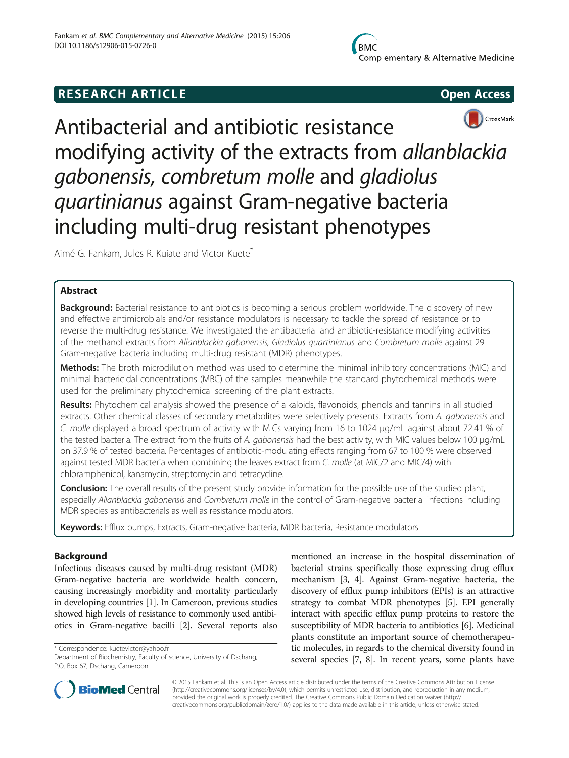RESEARCH ARTICLE **Open Access**

# Antibacterial and antibiotic resistance modifying activity of the extracts from *allanblackia gabonensis, combretum molle* and *gladiolus quartinianus* against Gram-negative bacteria including multi-drug resistant phenotypes

Aimé G. Fankam, Jules R. Kuiate and Victor Kuete*

## Abstract

**Background:** Bacterial resistance to antibiotics is becoming a serious problem worldwide. The discovery of new and effective antimicrobials and/or resistance modulators is necessary to tackle the spread of resistance or to reverse the multi-drug resistance. We investigated the antibacterial and antibiotic-resistance modifying activities of the methanol extracts from *Allanblackia gabonensis, Gladiolus quartinianus* and *Combretum molle* against 29 Gram-negative bacteria including multi-drug resistant (MDR) phenotypes.

**Methods:** The broth microdilution method was used to determine the minimal inhibitory concentrations (MIC) and minimal bactericidal concentrations (MBC) of the samples meanwhile the standard phytochemical methods were used for the preliminary phytochemical screening of the plant extracts.

**Results:** Phytochemical analysis showed the presence of alkaloids, flavonoids, phenols and tannins in all studied extracts. Other chemical classes of secondary metabolites were selectively presents. Extracts from *A. gabonensis* and *C. molle* displayed a broad spectrum of activity with MICs varying from 16 to 1024 μg/mL against about 72.41 % of the tested bacteria. The extract from the fruits of *A. gabonensis* had the best activity, with MIC values below 100 μg/mL on 37.9 % of tested bacteria. Percentages of antibiotic-modulating effects ranging from 67 to 100 % were observed against tested MDR bacteria when combining the leaves extract from *C. molle* (at MIC/2 and MIC/4) with chloramphenicol, kanamycin, streptomycin and tetracycline.

**Conclusion:** The overall results of the present study provide information for the possible use of the studied plant, especially *Allanblackia gabonensis* and *Combretum molle* in the control of Gram-negative bacterial infections including MDR species as antibacterials as well as resistance modulators.

**Keywords:** Efflux pumps, Extracts, Gram-negative bacteria, MDR bacteria, Resistance modulators

## Background

Infectious diseases caused by multi-drug resistant (MDR) Gram-negative bacteria are worldwide health concern, causing increasingly morbidity and mortality particularly in developing countries [1]. In Cameroon, previous studies showed high levels of resistance to commonly used antibiotics in Gram-negative bacilli [2]. Several reports also mentioned an increase in the hospital dissemination of bacterial strains specifically those expressing drug efflux mechanism [3, 4]. Against Gram-negative bacteria, the discovery of efflux pump inhibitors (EPIs) is an attractive strategy to combat MDR phenotypes [5]. EPI generally interact with specific efflux pump proteins to restore the susceptibility of MDR bacteria to antibiotics [6]. Medicinal plants constitute an important source of chemotherapeutic molecules, in regards to the chemical diversity found in several species [7, 8]. In recent years, some plants have

* Correspondence: kuetevictor@yahoo.fr
Department of Biochemistry, Faculty of science, University of Dschang, P.O. Box 67, Dschang, Cameroon

© 2015 Fankam et al. This is an Open Access article distributed under the terms of the Creative Commons Attribution License (http://creativecommons.org/licenses/by/4.0), which permits unrestricted use, distribution, and reproduction in any medium, provided the original work is properly credited. The Creative Commons Public Domain Dedication waiver (http://creativecommons.org/publicdomain/zero/1.0/) applies to the data made available in this article, unless otherwise stated.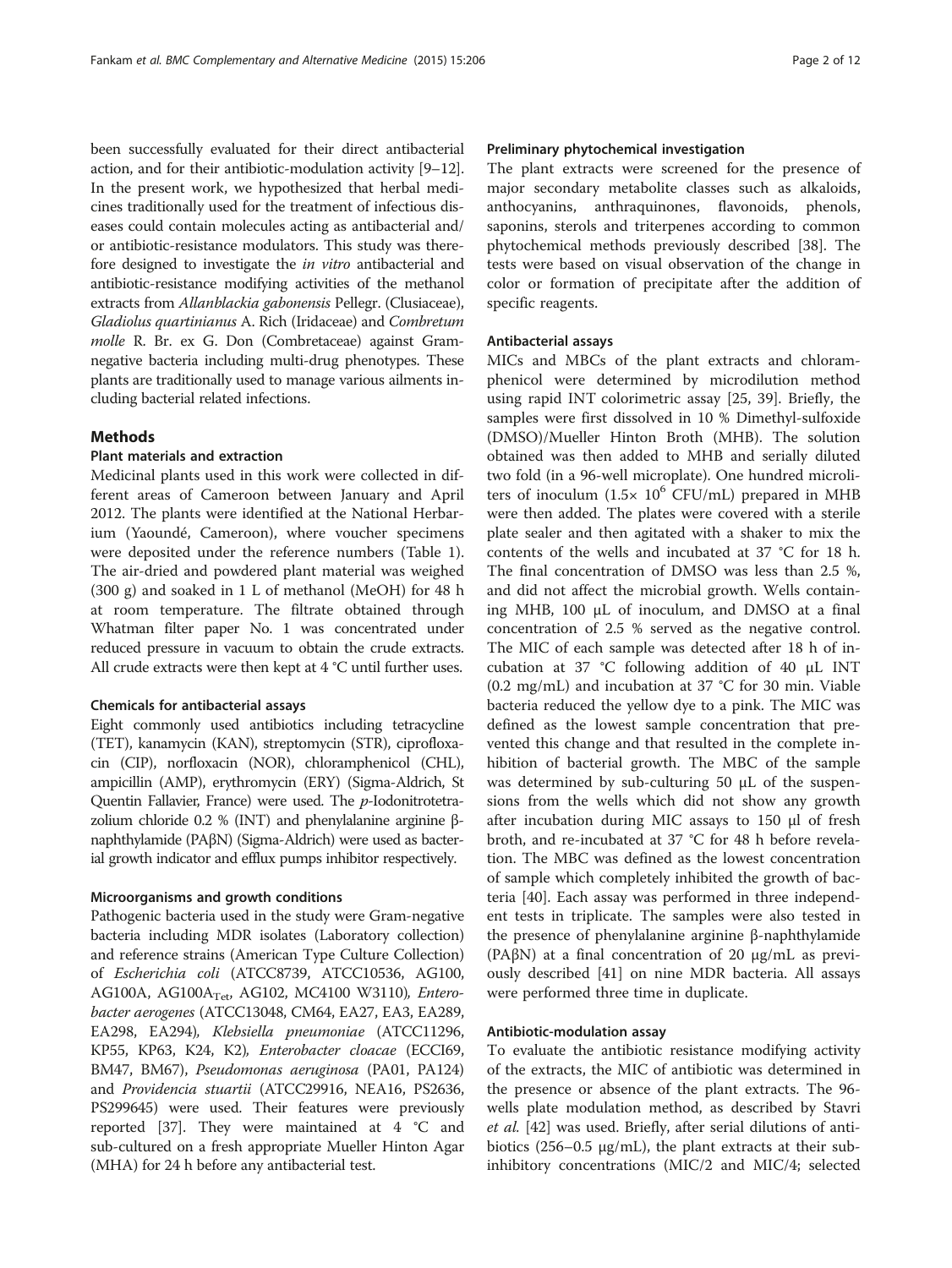been successfully evaluated for their direct antibacterial action, and for their antibiotic-modulation activity [9–12]. In the present work, we hypothesized that herbal medicines traditionally used for the treatment of infectious diseases could contain molecules acting as antibacterial and/or antibiotic-resistance modulators. This study was therefore designed to investigate the *in vitro* antibacterial and antibiotic-resistance modifying activities of the methanol extracts from *Allanblackia gabonensis* Pellegr. (Clusiaceae), *Gladiolus quartinianus* A. Rich (Iridaceae) and *Combretum molle* R. Br. ex G. Don (Combretaceae) against Gram-negative bacteria including multi-drug phenotypes. These plants are traditionally used to manage various ailments including bacterial related infections.

## Methods

### Plant materials and extraction

Medicinal plants used in this work were collected in different areas of Cameroon between January and April 2012. The plants were identified at the National Herbarium (Yaoundé, Cameroon), where voucher specimens were deposited under the reference numbers (Table 1). The air-dried and powdered plant material was weighed (300 g) and soaked in 1 L of methanol (MeOH) for 48 h at room temperature. The filtrate obtained through Whatman filter paper No. 1 was concentrated under reduced pressure in vacuum to obtain the crude extracts. All crude extracts were then kept at 4 °C until further uses.

#### Chemicals for antibacterial assays

Eight commonly used antibiotics including tetracycline (TET), kanamycin (KAN), streptomycin (STR), ciprofloxacin (CIP), norfloxacin (NOR), chloramphenicol (CHL), ampicillin (AMP), erythromycin (ERY) (Sigma-Aldrich, St Quentin Fallavier, France) were used. The *p*-Iodonitrotetrazolium chloride 0.2 % (INT) and phenylalanine arginine β-naphthylamide (PAβN) (Sigma-Aldrich) were used as bacterial growth indicator and efflux pumps inhibitor respectively.

#### Microorganisms and growth conditions

Pathogenic bacteria used in the study were Gram-negative bacteria including MDR isolates (Laboratory collection) and reference strains (American Type Culture Collection) of *Escherichia coli* (ATCC8739, ATCC10536, AG100, AG100A, AG100A$_{Tet}$, AG102, MC4100 W3110), *Enterobacter aerogenes* (ATCC13048, CM64, EA27, EA3, EA289, EA298, EA294), *Klebsiella pneumoniae* (ATCC11296, KP55, KP63, K24, K2), *Enterobacter cloacae* (ECCI69, BM47, BM67), *Pseudomonas aeruginosa* (PA01, PA124) and *Providencia stuartii* (ATCC29916, NEA16, PS2636, PS299645) were used. Their features were previously reported [37]. They were maintained at 4 °C and sub-cultured on a fresh appropriate Mueller Hinton Agar (MHA) for 24 h before any antibacterial test.

#### Preliminary phytochemical investigation

The plant extracts were screened for the presence of major secondary metabolite classes such as alkaloids, anthocyanins, anthraquinones, flavonoids, phenols, saponins, sterols and triterpenes according to common phytochemical methods previously described [38]. The tests were based on visual observation of the change in color or formation of precipitate after the addition of specific reagents.

#### Antibacterial assays

MICs and MBCs of the plant extracts and chloramphenicol were determined by microdilution method using rapid INT colorimetric assay [25, 39]. Briefly, the samples were first dissolved in 10 % Dimethyl-sulfoxide (DMSO)/Mueller Hinton Broth (MHB). The solution obtained was then added to MHB and serially diluted two fold (in a 96-well microplate). One hundred microliters of inoculum ($1.5\times 10^6$ CFU/mL) prepared in MHB were then added. The plates were covered with a sterile plate sealer and then agitated with a shaker to mix the contents of the wells and incubated at 37 °C for 18 h. The final concentration of DMSO was less than 2.5 %, and did not affect the microbial growth. Wells containing MHB, 100 μL of inoculum, and DMSO at a final concentration of 2.5 % served as the negative control. The MIC of each sample was detected after 18 h of incubation at 37 °C following addition of 40 μL INT (0.2 mg/mL) and incubation at 37 °C for 30 min. Viable bacteria reduced the yellow dye to a pink. The MIC was defined as the lowest sample concentration that prevented this change and that resulted in the complete inhibition of bacterial growth. The MBC of the sample was determined by sub-culturing 50 μL of the suspensions from the wells which did not show any growth after incubation during MIC assays to 150 μl of fresh broth, and re-incubated at 37 °C for 48 h before revelation. The MBC was defined as the lowest concentration of sample which completely inhibited the growth of bacteria [40]. Each assay was performed in three independent tests in triplicate. The samples were also tested in the presence of phenylalanine arginine β-naphthylamide (PAβN) at a final concentration of 20 μg/mL as previously described [41] on nine MDR bacteria. All assays were performed three time in duplicate.

#### Antibiotic-modulation assay

To evaluate the antibiotic resistance modifying activity of the extracts, the MIC of antibiotic was determined in the presence or absence of the plant extracts. The 96-wells plate modulation method, as described by Stavri *et al.* [42] was used. Briefly, after serial dilutions of antibiotics (256–0.5 μg/mL), the plant extracts at their sub-inhibitory concentrations (MIC/2 and MIC/4; selected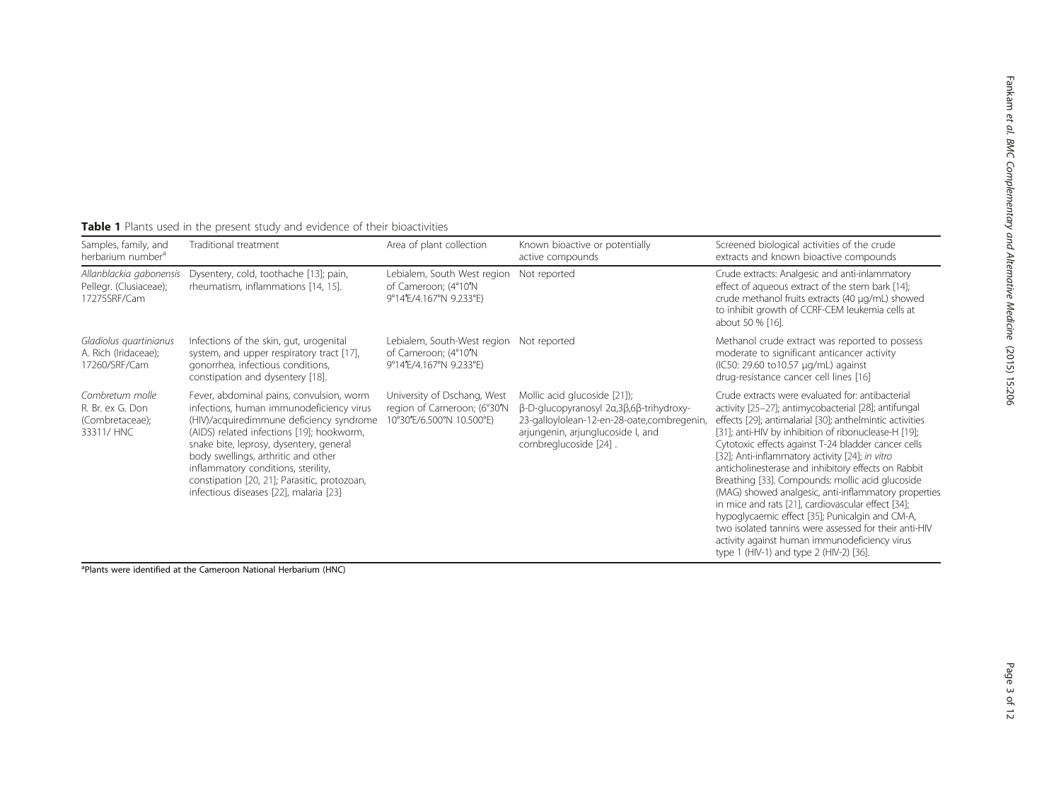**Table 1** Plants used in the present study and evidence of their bioactivities

| Samples, family, and herbarium number[a] | Traditional treatment | Area of plant collection | Known bioactive or potentially active compounds | Screened biological activities of the crude extracts and known bioactive compounds |
|---|---|---|---|---|
| *Allanblackia gabonensis* Pellegr. (Clusiaceae); 17275SRF/Cam | Dysentery, cold, toothache [13]; pain, rheumatism, inflammations [14, 15]. | Lebialem, South West region of Cameroon; (4°10′N 9°14′E/4.167°N 9.233°E) | Not reported | Crude extracts: Analgesic and anti-inlammatory effect of aqueous extract of the stem bark [14]; crude methanol fruits extracts (40 μg/mL) showed to inhibit growth of CCRF-CEM leukemia cells at about 50 % [16]. |
| *Gladiolus quartinianus* A. Rich (Iridaceae); 17260/SRF/Cam | Infections of the skin, gut, urogenital system, and upper respiratory tract [17], gonorrhea, infectious conditions, constipation and dysentery [18]. | Lebialem, South-West region of Cameroon; (4°10′N 9°14′E/4.167°N 9.233°E) | Not reported | Methanol crude extract was reported to possess moderate to significant anticancer activity (IC50: 29.60 to10.57 μg/mL) against drug-resistance cancer cell lines [16] |
| *Combretum molle* R. Br. ex G. Don (Combretaceae); 33311/ HNC | Fever, abdominal pains, convulsion, worm infections, human immunodeficiency virus (HIV)/acquiredimmune deficiency syndrome (AIDS) related infections [19]; hookworm, snake bite, leprosy, dysentery, general body swellings, arthritic and other inflammatory conditions, sterility, constipation [20, 21]; Parasitic, protozoan, infectious diseases [22], malaria [23] | University of Dschang, West region of Cameroon; (6°30′N 10°30′E/6.500°N 10.500°E) | Mollic acid glucoside [21]; β-D-glucopyranosyl 2α,3β,6β-trihydroxy-23-galloylolean-12-en-28-oate,combregenin, arjungenin, arjunglucoside I, and combreglucoside [24] . | Crude extracts were evaluated for: antibacterial activity [25–27]; antimycobacterial [28]; antifungal effects [29]; antimalarial [30]; anthelmintic activities [31]; anti-HIV by inhibition of ribonuclease-H [19]; Cytotoxic effects against T-24 bladder cancer cells [32]; Anti-inflammatory activity [24]; *in vitro* anticholinesterase and inhibitory effects on Rabbit Breathing [33]. Compounds: mollic acid glucoside (MAG) showed analgesic, anti-inflammatory properties in mice and rats [21], cardiovascular effect [34]; hypoglycaemic effect [35]; Punicalgin and CM-A, two isolated tannins were assessed for their anti-HIV activity against human immunodeficiency virus type 1 (HIV-1) and type 2 (HIV-2) [36]. |

[a]Plants were identified at the Cameroon National Herbarium (HNC)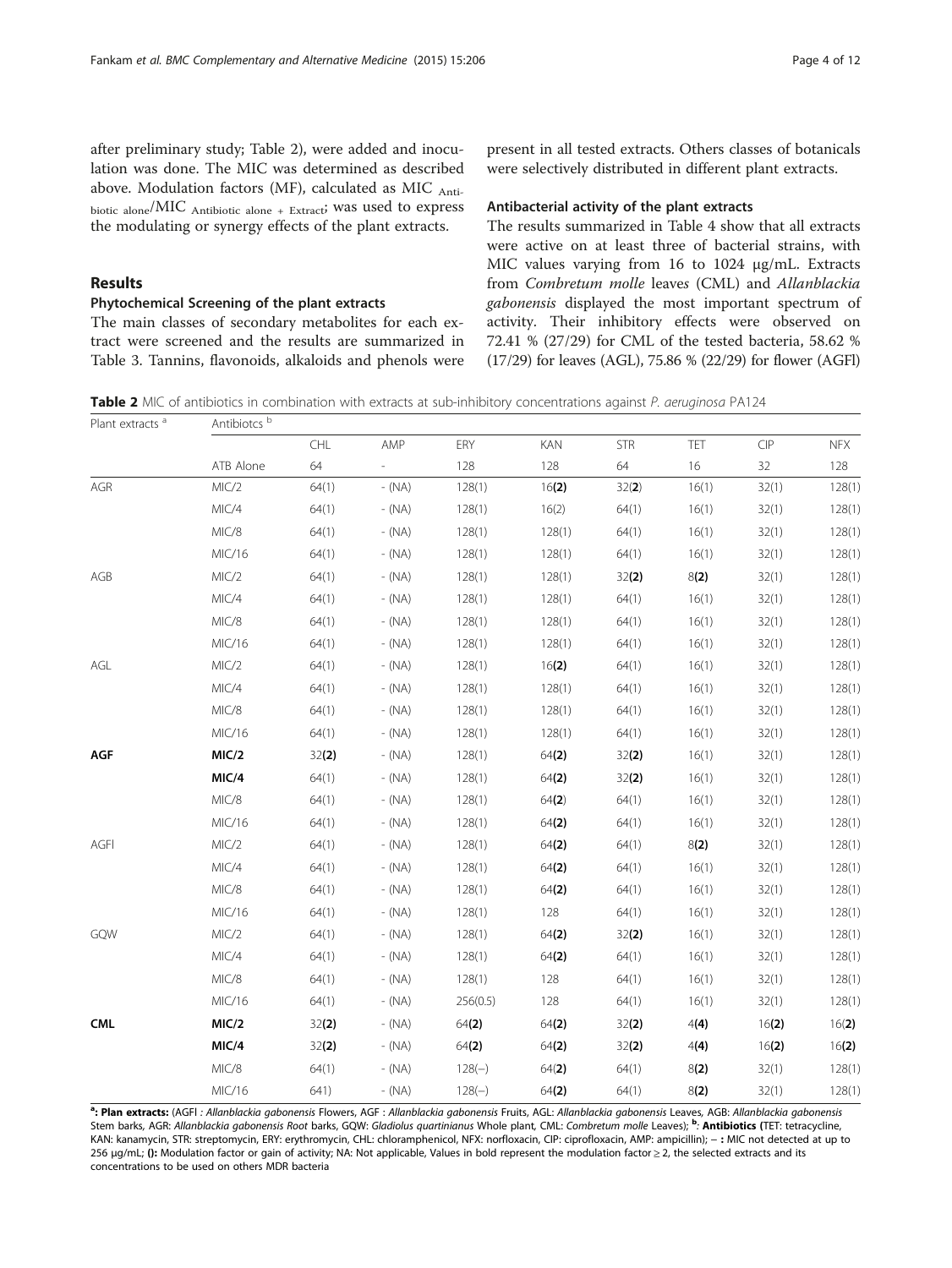after preliminary study; Table 2), were added and inoculation was done. The MIC was determined as described above. Modulation factors (MF), calculated as MIC $_{\text{Antibiotic alone}}$/MIC $_{\text{Antibiotic alone + Extract}}$, was used to express the modulating or synergy effects of the plant extracts.

## Results

### Phytochemical Screening of the plant extracts

The main classes of secondary metabolites for each extract were screened and the results are summarized in Table 3. Tannins, flavonoids, alkaloids and phenols were present in all tested extracts. Others classes of botanicals were selectively distributed in different plant extracts.

### Antibacterial activity of the plant extracts

The results summarized in Table 4 show that all extracts were active on at least three of bacterial strains, with MIC values varying from 16 to 1024 μg/mL. Extracts from *Combretum molle* leaves (CML) and *Allanblackia gabonensis* displayed the most important spectrum of activity. Their inhibitory effects were observed on 72.41 % (27/29) for CML of the tested bacteria, 58.62 % (17/29) for leaves (AGL), 75.86 % (22/29) for flower (AGFl)

**Table 2** MIC of antibiotics in combination with extracts at sub-inhibitory concentrations against *P. aeruginosa* PA124

| Plant extracts [a] | Antibiotcs [b] | | | | | | | | |
|---|---|---|---|---|---|---|---|---|---|
| | | CHL | AMP | ERY | KAN | STR | TET | CIP | NFX |
| | ATB Alone | 64 | - | 128 | 128 | 64 | 16 | 32 | 128 |
| AGR | MIC/2 | 64(1) | - (NA) | 128(1) | 16(**2**) | 32(**2**) | 16(1) | 32(1) | 128(1) |
| | MIC/4 | 64(1) | - (NA) | 128(1) | 16(2) | 64(1) | 16(1) | 32(1) | 128(1) |
| | MIC/8 | 64(1) | - (NA) | 128(1) | 128(1) | 64(1) | 16(1) | 32(1) | 128(1) |
| | MIC/16 | 64(1) | - (NA) | 128(1) | 128(1) | 64(1) | 16(1) | 32(1) | 128(1) |
| AGB | MIC/2 | 64(1) | - (NA) | 128(1) | 128(1) | 32(**2**) | 8(**2**) | 32(1) | 128(1) |
| | MIC/4 | 64(1) | - (NA) | 128(1) | 128(1) | 64(1) | 16(1) | 32(1) | 128(1) |
| | MIC/8 | 64(1) | - (NA) | 128(1) | 128(1) | 64(1) | 16(1) | 32(1) | 128(1) |
| | MIC/16 | 64(1) | - (NA) | 128(1) | 128(1) | 64(1) | 16(1) | 32(1) | 128(1) |
| AGL | MIC/2 | 64(1) | - (NA) | 128(1) | 16(**2**) | 64(1) | 16(1) | 32(1) | 128(1) |
| | MIC/4 | 64(1) | - (NA) | 128(1) | 128(1) | 64(1) | 16(1) | 32(1) | 128(1) |
| | MIC/8 | 64(1) | - (NA) | 128(1) | 128(1) | 64(1) | 16(1) | 32(1) | 128(1) |
| | MIC/16 | 64(1) | - (NA) | 128(1) | 128(1) | 64(1) | 16(1) | 32(1) | 128(1) |
| **AGF** | **MIC/2** | 32(**2**) | - (NA) | 128(1) | 64(**2**) | 32(**2**) | 16(1) | 32(1) | 128(1) |
| | **MIC/4** | 64(1) | - (NA) | 128(1) | 64(**2**) | 32(**2**) | 16(1) | 32(1) | 128(1) |
| | MIC/8 | 64(1) | - (NA) | 128(1) | 64(**2**) | 64(1) | 16(1) | 32(1) | 128(1) |
| | MIC/16 | 64(1) | - (NA) | 128(1) | 64(**2**) | 64(1) | 16(1) | 32(1) | 128(1) |
| AGFl | MIC/2 | 64(1) | - (NA) | 128(1) | 64(**2**) | 64(1) | 8(**2**) | 32(1) | 128(1) |
| | MIC/4 | 64(1) | - (NA) | 128(1) | 64(**2**) | 64(1) | 16(1) | 32(1) | 128(1) |
| | MIC/8 | 64(1) | - (NA) | 128(1) | 64(**2**) | 64(1) | 16(1) | 32(1) | 128(1) |
| | MIC/16 | 64(1) | - (NA) | 128(1) | 128 | 64(1) | 16(1) | 32(1) | 128(1) |
| GQW | MIC/2 | 64(1) | - (NA) | 128(1) | 64(**2**) | 32(**2**) | 16(1) | 32(1) | 128(1) |
| | MIC/4 | 64(1) | - (NA) | 128(1) | 64(**2**) | 64(1) | 16(1) | 32(1) | 128(1) |
| | MIC/8 | 64(1) | - (NA) | 128(1) | 128 | 64(1) | 16(1) | 32(1) | 128(1) |
| | MIC/16 | 64(1) | - (NA) | 256(0.5) | 128 | 64(1) | 16(1) | 32(1) | 128(1) |
| **CML** | **MIC/2** | 32(**2**) | - (NA) | 64(**2**) | 64(**2**) | 32(**2**) | 4(**4**) | 16(**2**) | 16(**2**) |
| | **MIC/4** | 32(**2**) | - (NA) | 64(**2**) | 64(**2**) | 32(**2**) | 4(**4**) | 16(**2**) | 16(**2**) |
| | MIC/8 | 64(1) | - (NA) | 128(–) | 64(**2**) | 64(1) | 8(**2**) | 32(1) | 128(1) |
| | MIC/16 | 641) | - (NA) | 128(–) | 64(**2**) | 64(1) | 8(**2**) | 32(1) | 128(1) |

[a]: **Plan extracts:** (AGFl : *Allanblackia gabonensis* Flowers, AGF : *Allanblackia gabonensis* Fruits, AGL: *Allanblackia gabonensis* Leaves, AGB: *Allanblackia gabonensis* Stem barks, AGR: *Allanblackia gabonensis Root* barks, GQW: *Gladiolus quartinianus* Whole plant, CML: *Combretum molle* Leaves); [b]: **Antibiotics (**TET: tetracycline, KAN: kanamycin, STR: streptomycin, ERY: erythromycin, CHL: chloramphenicol, NFX: norfloxacin, CIP: ciprofloxacin, AMP: ampicillin); **– :** MIC not detected at up to 256 μg/mL; **():** Modulation factor or gain of activity; NA: Not applicable, Values in bold represent the modulation factor ≥ 2, the selected extracts and its concentrations to be used on others MDR bacteria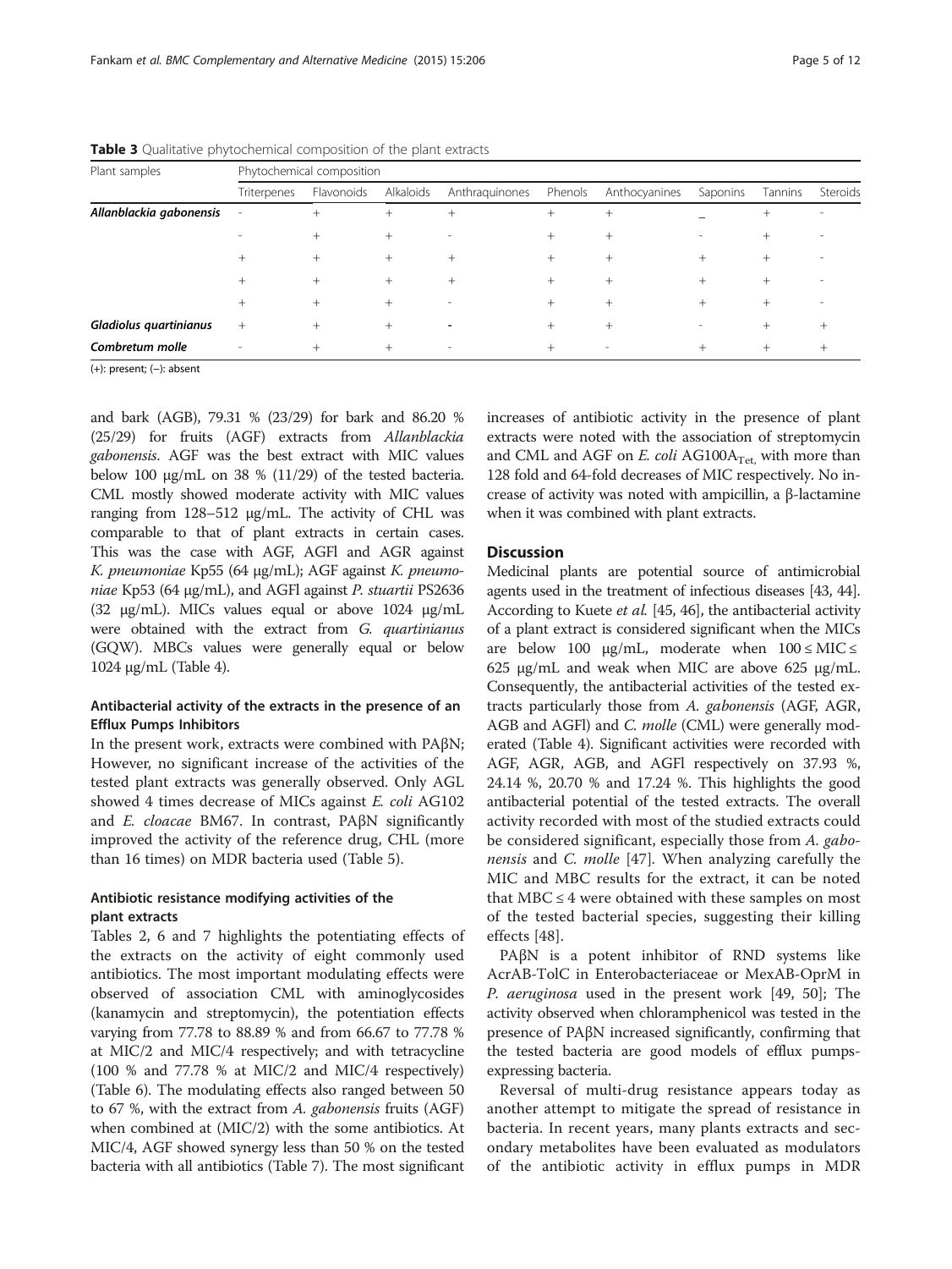**Table 3** Qualitative phytochemical composition of the plant extracts

| Plant samples | Phytochemical composition | | | | | | | | |
|---|---|---|---|---|---|---|---|---|---|
| | Triterpenes | Flavonoids | Alkaloids | Anthraquinones | Phenols | Anthocyanines | Saponins | Tannins | Steroids |
| ***Allanblackia gabonensis*** | - | + | + | + | + | + | _ | + | - |
| | - | + | + | - | + | + | - | + | - |
| | + | + | + | + | + | + | + | + | - |
| | + | + | + | + | + | + | + | + | - |
| | + | + | + | - | + | + | + | + | - |
| ***Gladiolus quartinianus*** | + | + | + | - | + | + | - | + | + |
| ***Combretum molle*** | - | + | + | - | + | - | + | + | + |

(+): present; (−): absent

and bark (AGB), 79.31 % (23/29) for bark and 86.20 % (25/29) for fruits (AGF) extracts from *Allanblackia gabonensis*. AGF was the best extract with MIC values below 100 μg/mL on 38 % (11/29) of the tested bacteria. CML mostly showed moderate activity with MIC values ranging from 128–512 μg/mL. The activity of CHL was comparable to that of plant extracts in certain cases. This was the case with AGF, AGFl and AGR against *K. pneumoniae* Kp55 (64 μg/mL); AGF against *K. pneumoniae* Kp53 (64 μg/mL), and AGFl against *P. stuartii* PS2636 (32 μg/mL). MICs values equal or above 1024 μg/mL were obtained with the extract from *G. quartinianus* (GQW). MBCs values were generally equal or below 1024 μg/mL (Table 4).

### Antibacterial activity of the extracts in the presence of an Efflux Pumps Inhibitors

In the present work, extracts were combined with PAβN; However, no significant increase of the activities of the tested plant extracts was generally observed. Only AGL showed 4 times decrease of MICs against *E. coli* AG102 and *E. cloacae* BM67. In contrast, PAβN significantly improved the activity of the reference drug, CHL (more than 16 times) on MDR bacteria used (Table 5).

### Antibiotic resistance modifying activities of the plant extracts

Tables 2, 6 and 7 highlights the potentiating effects of the extracts on the activity of eight commonly used antibiotics. The most important modulating effects were observed of association CML with aminoglycosides (kanamycin and streptomycin), the potentiation effects varying from 77.78 to 88.89 % and from 66.67 to 77.78 % at MIC/2 and MIC/4 respectively; and with tetracycline (100 % and 77.78 % at MIC/2 and MIC/4 respectively) (Table 6). The modulating effects also ranged between 50 to 67 %, with the extract from *A. gabonensis* fruits (AGF) when combined at (MIC/2) with the some antibiotics. At MIC/4, AGF showed synergy less than 50 % on the tested bacteria with all antibiotics (Table 7). The most significant increases of antibiotic activity in the presence of plant extracts were noted with the association of streptomycin and CML and AGF on *E. coli* $AG100A_{Tet,}$ with more than 128 fold and 64-fold decreases of MIC respectively. No increase of activity was noted with ampicillin, a β-lactamine when it was combined with plant extracts.

## Discussion

Medicinal plants are potential source of antimicrobial agents used in the treatment of infectious diseases [43, 44]. According to Kuete *et al.* [45, 46], the antibacterial activity of a plant extract is considered significant when the MICs are below 100 μg/mL, moderate when $100 \leq MIC \leq 625$ μg/mL and weak when MIC are above 625 μg/mL. Consequently, the antibacterial activities of the tested extracts particularly those from *A. gabonensis* (AGF, AGR, AGB and AGFl) and *C. molle* (CML) were generally moderated (Table 4). Significant activities were recorded with AGF, AGR, AGB, and AGFl respectively on 37.93 %, 24.14 %, 20.70 % and 17.24 %. This highlights the good antibacterial potential of the tested extracts. The overall activity recorded with most of the studied extracts could be considered significant, especially those from *A. gabonensis* and *C. molle* [47]. When analyzing carefully the MIC and MBC results for the extract, it can be noted that MBC ≤ 4 were obtained with these samples on most of the tested bacterial species, suggesting their killing effects [48].

PAβN is a potent inhibitor of RND systems like AcrAB-TolC in Enterobacteriaceae or MexAB-OprM in *P. aeruginosa* used in the present work [49, 50]; The activity observed when chloramphenicol was tested in the presence of PAβN increased significantly, confirming that the tested bacteria are good models of efflux pumps-expressing bacteria.

Reversal of multi-drug resistance appears today as another attempt to mitigate the spread of resistance in bacteria. In recent years, many plants extracts and secondary metabolites have been evaluated as modulators of the antibiotic activity in efflux pumps in MDR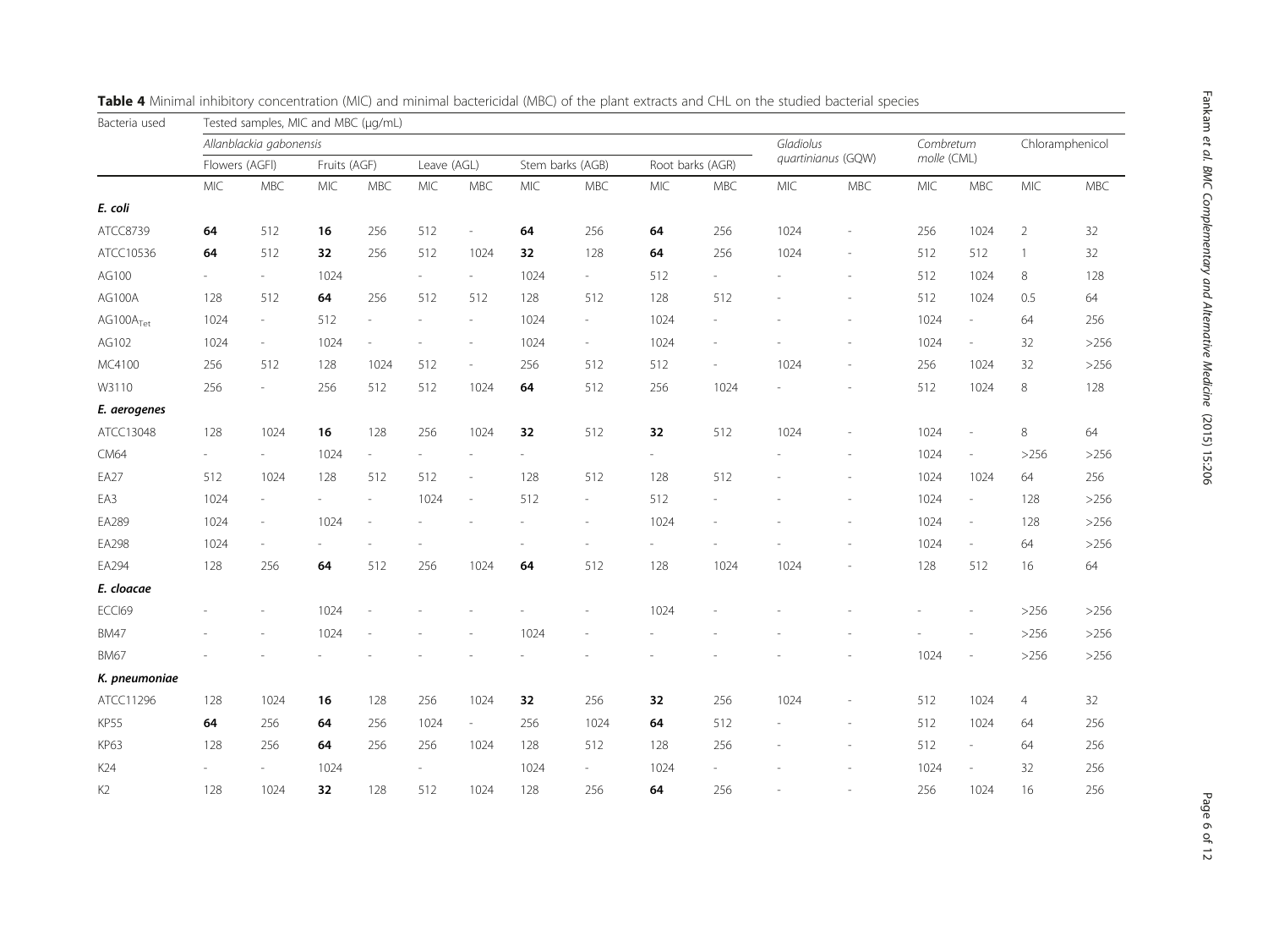**Table 4** Minimal inhibitory concentration (MIC) and minimal bactericidal (MBC) of the plant extracts and CHL on the studied bacterial species

| Bacteria used | Tested samples, MIC and MBC (μg/mL) | | | | | | | | | | | | | | | |
|---|---|---|---|---|---|---|---|---|---|---|---|---|---|---|---|---|
| | *Allanblackia gabonensis* | | | | | | | | | | *Gladiolus quartinianus* (GQW) | | *Combretum molle* (CML) | | Chloramphenicol | |
| | Flowers (AGFl) | | Fruits (AGF) | | Leave (AGL) | | Stem barks (AGB) | | Root barks (AGR) | | | | | | | |
| | MIC | MBC | MIC | MBC | MIC | MBC | MIC | MBC | MIC | MBC | MIC | MBC | MIC | MBC | MIC | MBC |
| ***E. coli*** | | | | | | | | | | | | | | | | |
| ATCC8739 | **64** | 512 | **16** | 256 | 512 | - | **64** | 256 | **64** | 256 | 1024 | - | 256 | 1024 | 2 | 32 |
| ATCC10536 | **64** | 512 | **32** | 256 | 512 | 1024 | **32** | 128 | **64** | 256 | 1024 | - | 512 | 512 | 1 | 32 |
| AG100 | - | - | 1024 | | - | - | 1024 | - | 512 | - | - | - | 512 | 1024 | 8 | 128 |
| AG100A | 128 | 512 | **64** | 256 | 512 | 512 | 128 | 512 | 128 | 512 | - | - | 512 | 1024 | 0.5 | 64 |
| $AG100A_{Tet}$ | 1024 | - | 512 | - | - | - | 1024 | - | 1024 | - | - | - | 1024 | - | 64 | 256 |
| AG102 | 1024 | - | 1024 | - | - | - | 1024 | - | 1024 | - | - | - | 1024 | - | 32 | >256 |
| MC4100 | 256 | 512 | 128 | 1024 | 512 | - | 256 | 512 | 512 | - | 1024 | - | 256 | 1024 | 32 | >256 |
| W3110 | 256 | - | 256 | 512 | 512 | 1024 | **64** | 512 | 256 | 1024 | - | - | 512 | 1024 | 8 | 128 |
| ***E. aerogenes*** | | | | | | | | | | | | | | | | |
| ATCC13048 | 128 | 1024 | **16** | 128 | 256 | 1024 | **32** | 512 | **32** | 512 | 1024 | - | 1024 | - | 8 | 64 |
| CM64 | - | - | 1024 | - | - | - | - | | - | | - | - | 1024 | - | >256 | >256 |
| EA27 | 512 | 1024 | 128 | 512 | 512 | - | 128 | 512 | 128 | 512 | - | - | 1024 | 1024 | 64 | 256 |
| EA3 | 1024 | - | - | - | 1024 | - | 512 | - | 512 | - | - | - | 1024 | - | 128 | >256 |
| EA289 | 1024 | - | 1024 | - | - | - | - | - | 1024 | - | - | - | 1024 | - | 128 | >256 |
| EA298 | 1024 | - | - | - | - | - | - | - | - | - | - | - | 1024 | - | 64 | >256 |
| EA294 | 128 | 256 | **64** | 512 | 256 | 1024 | **64** | 512 | 128 | 1024 | 1024 | - | 128 | 512 | 16 | 64 |
| ***E. cloacae*** | | | | | | | | | | | | | | | | |
| ECCI69 | - | - | 1024 | - | - | - | - | - | 1024 | - | - | - | - | - | >256 | >256 |
| BM47 | - | - | 1024 | - | - | - | 1024 | - | - | - | - | - | - | - | >256 | >256 |
| BM67 | - | - | - | - | - | - | - | - | - | - | - | - | 1024 | - | >256 | >256 |
| ***K. pneumoniae*** | | | | | | | | | | | | | | | | |
| ATCC11296 | 128 | 1024 | **16** | 128 | 256 | 1024 | **32** | 256 | **32** | 256 | 1024 | - | 512 | 1024 | 4 | 32 |
| KP55 | **64** | 256 | **64** | 256 | 1024 | - | 256 | 1024 | **64** | 512 | - | - | 512 | 1024 | 64 | 256 |
| KP63 | 128 | 256 | **64** | 256 | 256 | 1024 | 128 | 512 | 128 | 256 | - | - | 512 | - | 64 | 256 |
| K24 | - | - | 1024 | | - | | 1024 | - | 1024 | - | - | - | 1024 | - | 32 | 256 |
| K2 | 128 | 1024 | **32** | 128 | 512 | 1024 | 128 | 256 | **64** | 256 | - | - | 256 | 1024 | 16 | 256 |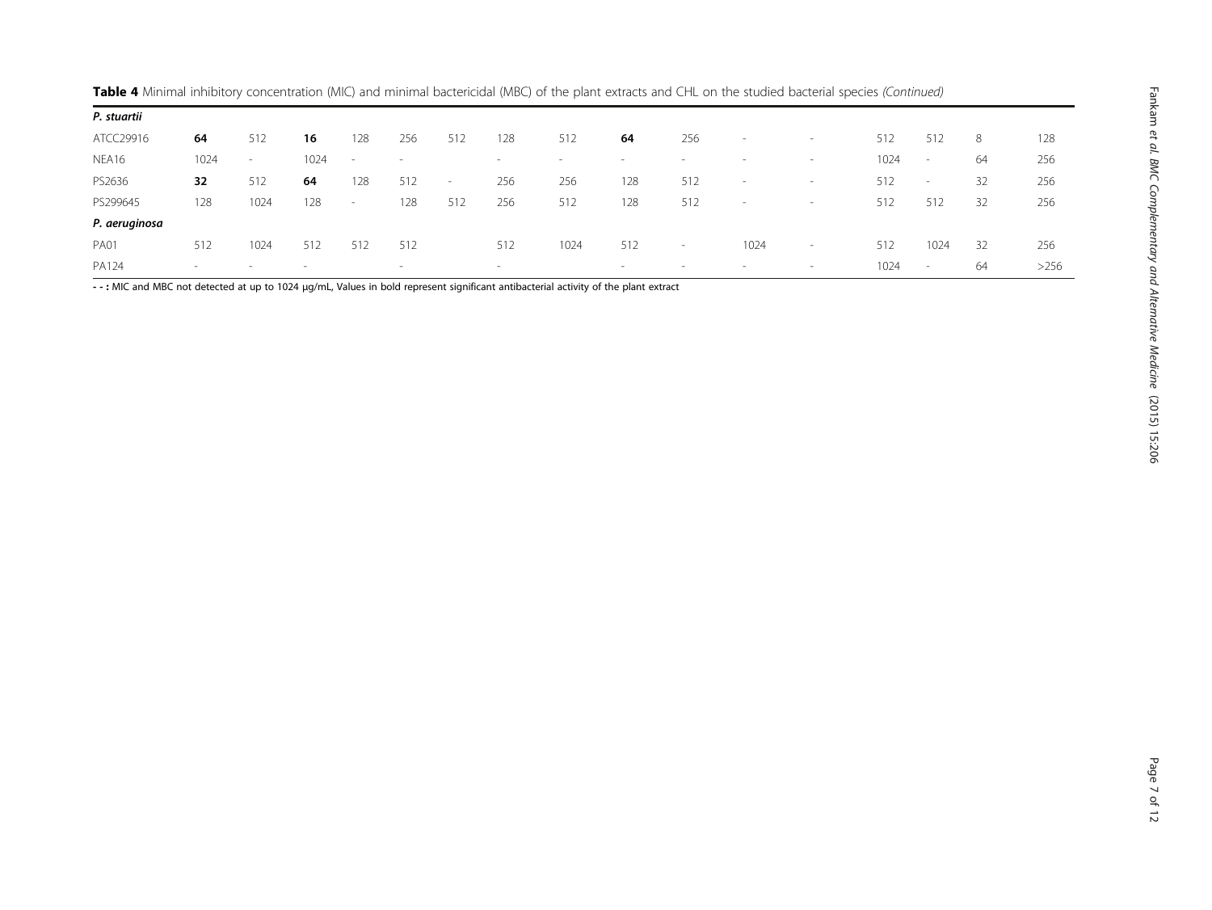**Table 4** Minimal inhibitory concentration (MIC) and minimal bactericidal (MBC) of the plant extracts and CHL on the studied bacterial species *(Continued)*

| | | | | | | | | | | | | | | | | |
|---|---|---|---|---|---|---|---|---|---|---|---|---|---|---|---|---|
| ***P. stuartii*** | | | | | | | | | | | | | | | | |
| ATCC29916 | **64** | 512 | **16** | 128 | 256 | 512 | 128 | 512 | **64** | 256 | - | - | 512 | 512 | 8 | 128 |
| NEA16 | 1024 | - | 1024 | - | - | | - | - | - | - | - | - | 1024 | - | 64 | 256 |
| PS2636 | **32** | 512 | **64** | 128 | 512 | - | 256 | 256 | 128 | 512 | - | - | 512 | - | 32 | 256 |
| PS299645 | 128 | 1024 | 128 | - | 128 | 512 | 256 | 512 | 128 | 512 | - | - | 512 | 512 | 32 | 256 |
| ***P. aeruginosa*** | | | | | | | | | | | | | | | | |
| PA01 | 512 | 1024 | 512 | 512 | 512 | | 512 | 1024 | 512 | - | 1024 | - | 512 | 1024 | 32 | 256 |
| PA124 | - | - | - | | - | | - | | - | - | - | - | 1024 | - | 64 | >256 |

**- - :** MIC and MBC not detected at up to 1024 µg/mL, Values in bold represent significant antibacterial activity of the plant extract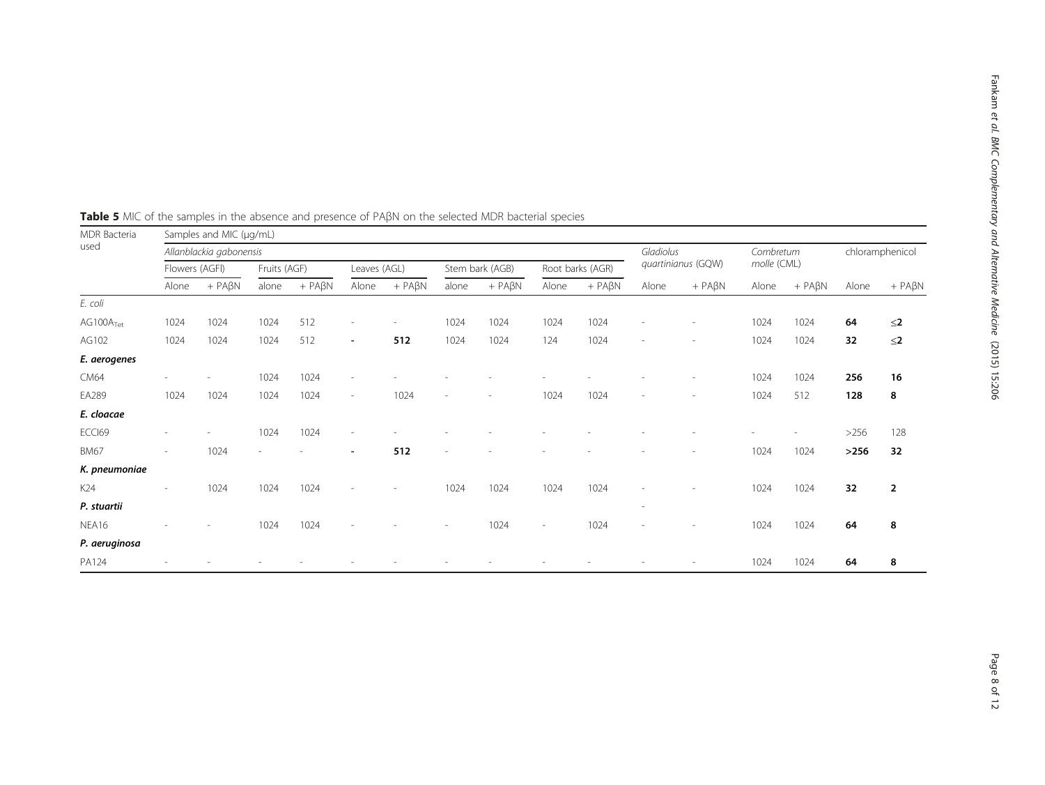**Table 5** MIC of the samples in the absence and presence of PAβN on the selected MDR bacterial species

| MDR Bacteria used | Samples and MIC (μg/mL) | | | | | | | | | | | | | | | |
|---|---|---|---|---|---|---|---|---|---|---|---|---|---|---|---|---|
| | *Allanblackia gabonensis* | | | | | | | | | | *Gladiolus quartinianus* (GQW) | | *Combretum molle* (CML) | | chloramphenicol | |
| | Flowers (AGFl) | | Fruits (AGF) | | Leaves (AGL) | | Stem bark (AGB) | | Root barks (AGR) | | | | | | | |
| | Alone | + PAβN | alone | + PAβN | Alone | + PAβN | alone | + PAβN | Alone | + PAβN | Alone | + PAβN | Alone | + PAβN | Alone | + PAβN |
| *E. coli* | | | | | | | | | | | | | | | | |
| $AG100A_{Tet}$ | 1024 | 1024 | 1024 | 512 | - | - | 1024 | 1024 | 1024 | 1024 | - | - | 1024 | 1024 | **64** | **≤2** |
| AG102 | 1024 | 1024 | 1024 | 512 | **-** | **512** | 1024 | 1024 | 124 | 1024 | - | - | 1024 | 1024 | **32** | **≤2** |
| ***E. aerogenes*** | | | | | | | | | | | | | | | | |
| CM64 | - | - | 1024 | 1024 | - | - | - | - | - | - | - | - | 1024 | 1024 | **256** | **16** |
| EA289 | 1024 | 1024 | 1024 | 1024 | - | 1024 | - | - | 1024 | 1024 | - | - | 1024 | 512 | **128** | **8** |
| ***E. cloacae*** | | | | | | | | | | | | | | | | |
| ECCI69 | - | - | 1024 | 1024 | - | - | - | - | - | - | - | - | - | - | >256 | 128 |
| BM67 | - | 1024 | - | - | **-** | **512** | - | - | - | - | - | - | 1024 | 1024 | **>256** | **32** |
| ***K. pneumoniae*** | | | | | | | | | | | | | | | | |
| K24 | - | 1024 | 1024 | 1024 | - | - | 1024 | 1024 | 1024 | 1024 | - | - | 1024 | 1024 | **32** | **2** |
| ***P. stuartii*** | | | | | | | | | | | - | | | | | |
| NEA16 | - | - | 1024 | 1024 | - | - | - | 1024 | - | 1024 | - | - | 1024 | 1024 | **64** | **8** |
| ***P. aeruginosa*** | | | | | | | | | | | | | | | | |
| PA124 | - | - | - | - | - | - | - | - | - | - | - | - | 1024 | 1024 | **64** | **8** |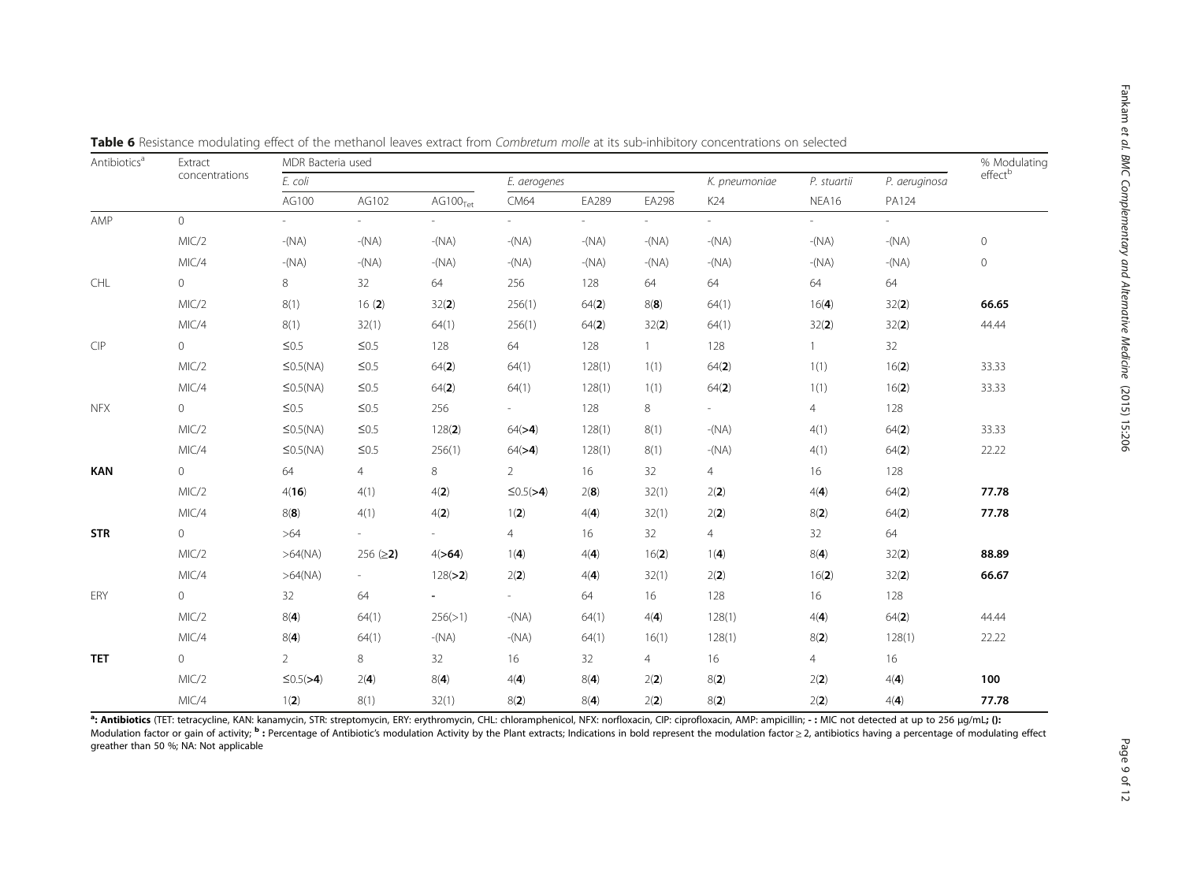**Table 6** Resistance modulating effect of the methanol leaves extract from *Combretum molle* at its sub-inhibitory concentrations on selected

| Antibiotics[a] | Extract concentrations | MDR Bacteria used | | | | | | | | | % Modulating effect[b] |
|---|---|---|---|---|---|---|---|---|---|---|---|
| | | *E. coli* | | | *E. aerogenes* | | | *K. pneumoniae* | *P. stuartii* | *P. aeruginosa* | |
| | | AG100 | AG102 | $AG100_{Tet}$ | CM64 | EA289 | EA298 | K24 | NEA16 | PA124 | |
| AMP | 0 | - | - | - | - | - | - | - | - | - | |
| | MIC/2 | -(NA) | -(NA) | -(NA) | -(NA) | -(NA) | -(NA) | -(NA) | -(NA) | -(NA) | 0 |
| | MIC/4 | -(NA) | -(NA) | -(NA) | -(NA) | -(NA) | -(NA) | -(NA) | -(NA) | -(NA) | 0 |
| CHL | 0 | 8 | 32 | 64 | 256 | 128 | 64 | 64 | 64 | 64 | |
| | MIC/2 | 8(1) | 16 (**2**) | 32(**2**) | 256(1) | 64(**2**) | 8(**8**) | 64(1) | 16(**4**) | 32(**2**) | **66.65** |
| | MIC/4 | 8(1) | 32(1) | 64(1) | 256(1) | 64(**2**) | 32(**2**) | 64(1) | 32(**2**) | 32(**2**) | 44.44 |
| CIP | 0 | ≤0.5 | ≤0.5 | 128 | 64 | 128 | 1 | 128 | 1 | 32 | |
| | MIC/2 | ≤0.5(NA) | ≤0.5 | 64(**2**) | 64(1) | 128(1) | 1(1) | 64(**2**) | 1(1) | 16(**2**) | 33.33 |
| | MIC/4 | ≤0.5(NA) | ≤0.5 | 64(**2**) | 64(1) | 128(1) | 1(1) | 64(**2**) | 1(1) | 16(**2**) | 33.33 |
| NFX | 0 | ≤0.5 | ≤0.5 | 256 | - | 128 | 8 | - | 4 | 128 | |
| | MIC/2 | ≤0.5(NA) | ≤0.5 | 128(**2**) | 64(**>4**) | 128(1) | 8(1) | -(NA) | 4(1) | 64(**2**) | 33.33 |
| | MIC/4 | ≤0.5(NA) | ≤0.5 | 256(1) | 64(**>4**) | 128(1) | 8(1) | -(NA) | 4(1) | 64(**2**) | 22.22 |
| **KAN** | 0 | 64 | 4 | 8 | 2 | 16 | 32 | 4 | 16 | 128 | |
| | MIC/2 | 4(**16**) | 4(1) | 4(**2**) | ≤0.5(**>4**) | 2(**8**) | 32(1) | 2(**2**) | 4(**4**) | 64(**2**) | **77.78** |
| | MIC/4 | 8(**8**) | 4(1) | 4(**2**) | 1(**2**) | 4(**4**) | 32(1) | 2(**2**) | 8(**2**) | 64(**2**) | **77.78** |
| **STR** | 0 | >64 | - | - | 4 | 16 | 32 | 4 | 32 | 64 | |
| | MIC/2 | >64(NA) | 256 (**≥2**) | 4(**>64**) | 1(**4**) | 4(**4**) | 16(**2**) | 1(**4**) | 8(**4**) | 32(**2**) | **88.89** |
| | MIC/4 | >64(NA) | - | 128(**>2**) | 2(**2**) | 4(**4**) | 32(1) | 2(**2**) | 16(**2**) | 32(**2**) | **66.67** |
| ERY | 0 | 32 | 64 | - | - | 64 | 16 | 128 | 16 | 128 | |
| | MIC/2 | 8(**4**) | 64(1) | 256(>1) | -(NA) | 64(1) | 4(**4**) | 128(1) | 4(**4**) | 64(**2**) | 44.44 |
| | MIC/4 | 8(**4**) | 64(1) | -(NA) | -(NA) | 64(1) | 16(1) | 128(1) | 8(**2**) | 128(1) | 22.22 |
| **TET** | 0 | 2 | 8 | 32 | 16 | 32 | 4 | 16 | 4 | 16 | |
| | MIC/2 | ≤0.5(**>4**) | 2(**4**) | 8(**4**) | 4(**4**) | 8(**4**) | 2(**2**) | 8(**2**) | 2(**2**) | 4(**4**) | **100** |
| | MIC/4 | 1(**2**) | 8(1) | 32(1) | 8(**2**) | 8(**4**) | 2(**2**) | 8(**2**) | 2(**2**) | 4(**4**) | **77.78** |

[a]: **Antibiotics** (TET: tetracycline, KAN: kanamycin, STR: streptomycin, ERY: erythromycin, CHL: chloramphenicol, NFX: norfloxacin, CIP: ciprofloxacin, AMP: ampicillin; **- :** MIC not detected at up to 256 μg/mL**; ():** Modulation factor or gain of activity; [b] **:** Percentage of Antibiotic's modulation Activity by the Plant extracts; Indications in bold represent the modulation factor ≥ 2, antibiotics having a percentage of modulating effect greather than 50 %; NA: Not applicable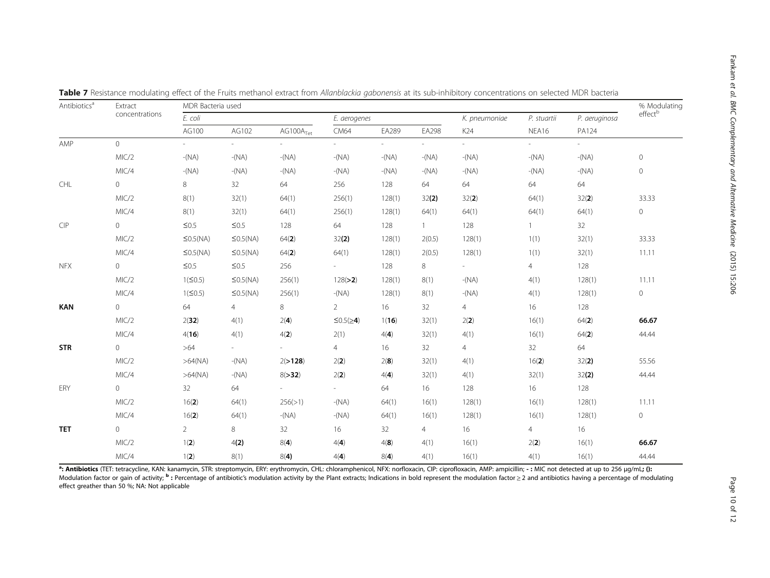**Table 7** Resistance modulating effect of the Fruits methanol extract from *Allanblackia gabonensis* at its sub-inhibitory concentrations on selected MDR bacteria

| Antibiotics[a] | Extract concentrations | MDR Bacteria used | | | | | | | | | % Modulating effect[b] |
|---|---|---|---|---|---|---|---|---|---|---|---|
| | | *E. coli* | | | *E. aerogenes* | | | *K. pneumoniae* | *P. stuartii* | *P. aeruginosa* | |
| | | AG100 | AG102 | $AG100A_{Tet}$ | CM64 | EA289 | EA298 | K24 | NEA16 | PA124 | |
| AMP | 0 | - | - | - | - | - | - | - | - | - | |
| | MIC/2 | -(NA) | -(NA) | -(NA) | -(NA) | -(NA) | -(NA) | -(NA) | -(NA) | -(NA) | 0 |
| | MIC/4 | -(NA) | -(NA) | -(NA) | -(NA) | -(NA) | -(NA) | -(NA) | -(NA) | -(NA) | 0 |
| CHL | 0 | 8 | 32 | 64 | 256 | 128 | 64 | 64 | 64 | 64 | |
| | MIC/2 | 8(1) | 32(1) | 64(1) | 256(1) | 128(1) | 32(**2**) | 32(**2**) | 64(1) | 32(**2**) | 33.33 |
| | MIC/4 | 8(1) | 32(1) | 64(1) | 256(1) | 128(1) | 64(1) | 64(1) | 64(1) | 64(1) | 0 |
| CIP | 0 | ≤0.5 | ≤0.5 | 128 | 64 | 128 | 1 | 128 | 1 | 32 | |
| | MIC/2 | ≤0.5(NA) | ≤0.5(NA) | 64(**2**) | 32(**2**) | 128(1) | 2(0.5) | 128(1) | 1(1) | 32(1) | 33.33 |
| | MIC/4 | ≤0.5(NA) | ≤0.5(NA) | 64(**2**) | 64(1) | 128(1) | 2(0.5) | 128(1) | 1(1) | 32(1) | 11.11 |
| NFX | 0 | ≤0.5 | ≤0.5 | 256 | - | 128 | 8 | - | 4 | 128 | |
| | MIC/2 | 1(≤0.5) | ≤0.5(NA) | 256(1) | 128(**>2**) | 128(1) | 8(1) | -(NA) | 4(1) | 128(1) | 11.11 |
| | MIC/4 | 1(≤0.5) | ≤0.5(NA) | 256(1) | -(NA) | 128(1) | 8(1) | -(NA) | 4(1) | 128(1) | 0 |
| **KAN** | 0 | 64 | 4 | 8 | 2 | 16 | 32 | 4 | 16 | 128 | |
| | MIC/2 | 2(**32**) | 4(1) | 2(**4**) | ≤0.5(**≥4**) | 1(**16**) | 32(1) | 2(**2**) | 16(1) | 64(**2**) | **66.67** |
| | MIC/4 | 4(**16**) | 4(1) | 4(**2**) | 2(1) | 4(**4**) | 32(1) | 4(1) | 16(1) | 64(**2**) | 44.44 |
| **STR** | 0 | >64 | - | - | 4 | 16 | 32 | 4 | 32 | 64 | |
| | MIC/2 | >64(NA) | -(NA) | 2(**>128**) | 2(**2**) | 2(**8**) | 32(1) | 4(1) | 16(**2**) | 32(**2**) | 55.56 |
| | MIC/4 | >64(NA) | -(NA) | 8(**>32**) | 2(**2**) | 4(**4**) | 32(1) | 4(1) | 32(1) | 32(**2**) | 44.44 |
| ERY | 0 | 32 | 64 | - | - | 64 | 16 | 128 | 16 | 128 | |
| | MIC/2 | 16(**2**) | 64(1) | 256(>1) | -(NA) | 64(1) | 16(1) | 128(1) | 16(1) | 128(1) | 11.11 |
| | MIC/4 | 16(**2**) | 64(1) | -(NA) | -(NA) | 64(1) | 16(1) | 128(1) | 16(1) | 128(1) | 0 |
| **TET** | 0 | 2 | 8 | 32 | 16 | 32 | 4 | 16 | 4 | 16 | |
| | MIC/2 | 1(**2**) | 4(**2**) | 8(**4**) | 4(**4**) | 4(**8**) | 4(1) | 16(1) | 2(**2**) | 16(1) | **66.67** |
| | MIC/4 | 1(**2**) | 8(1) | 8(**4**) | 4(**4**) | 8(**4**) | 4(1) | 16(1) | 4(1) | 16(1) | 44.44 |

[a]: **Antibiotics** (TET: tetracycline, KAN: kanamycin, STR: streptomycin, ERY: erythromycin, CHL: chloramphenicol, NFX: norfloxacin, CIP: ciprofloxacin, AMP: ampicillin; **- :** MIC not detected at up to 256 μg/mL**; ():** Modulation factor or gain of activity; [b] **:** Percentage of antibiotic's modulation activity by the Plant extracts; Indications in bold represent the modulation factor ≥ 2 and antibiotics having a percentage of modulating effect greather than 50 %; NA: Not applicable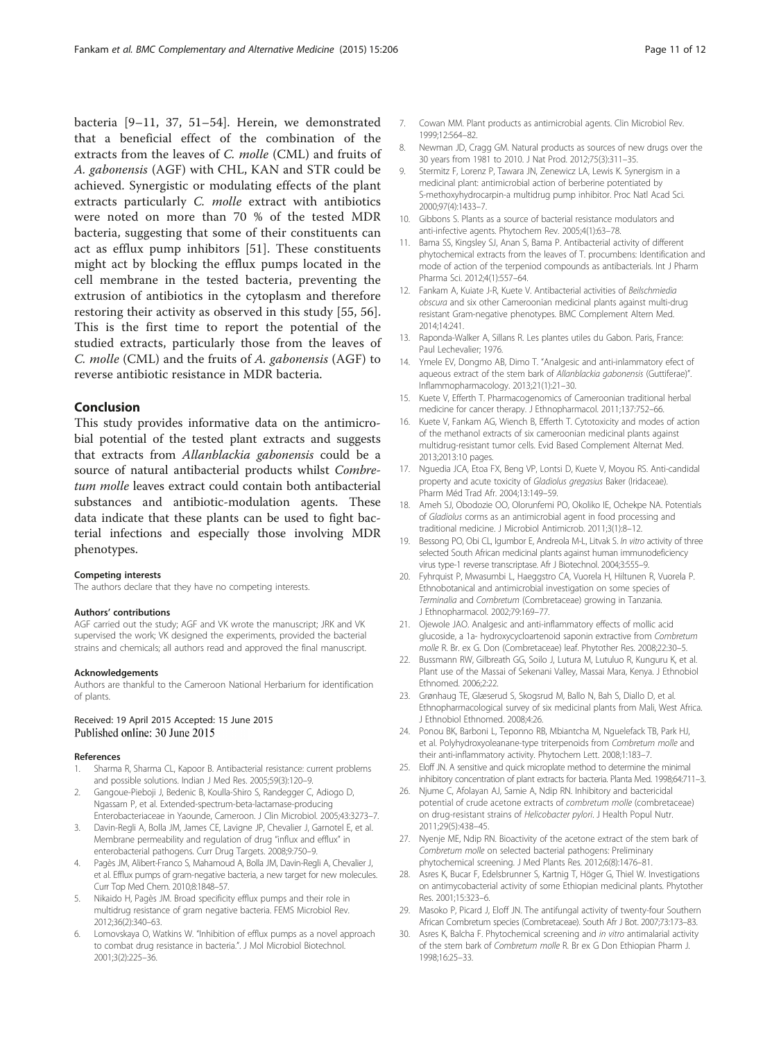bacteria [9–11, 37, 51–54]. Herein, we demonstrated that a beneficial effect of the combination of the extracts from the leaves of *C. molle* (CML) and fruits of *A. gabonensis* (AGF) with CHL, KAN and STR could be achieved. Synergistic or modulating effects of the plant extracts particularly *C. molle* extract with antibiotics were noted on more than 70 % of the tested MDR bacteria, suggesting that some of their constituents can act as efflux pump inhibitors [51]. These constituents might act by blocking the efflux pumps located in the cell membrane in the tested bacteria, preventing the extrusion of antibiotics in the cytoplasm and therefore restoring their activity as observed in this study [55, 56]. This is the first time to report the potential of the studied extracts, particularly those from the leaves of *C. molle* (CML) and the fruits of *A. gabonensis* (AGF) to reverse antibiotic resistance in MDR bacteria.

## Conclusion

This study provides informative data on the antimicrobial potential of the tested plant extracts and suggests that extracts from *Allanblackia gabonensis* could be a source of natural antibacterial products whilst *Combretum molle* leaves extract could contain both antibacterial substances and antibiotic-modulation agents. These data indicate that these plants can be used to fight bacterial infections and especially those involving MDR phenotypes.

#### Competing interests

The authors declare that they have no competing interests.

#### Authors' contributions

AGF carried out the study; AGF and VK wrote the manuscript; JRK and VK supervised the work; VK designed the experiments, provided the bacterial strains and chemicals; all authors read and approved the final manuscript.

#### Acknowledgements

Authors are thankful to the Cameroon National Herbarium for identification of plants.

Received: 19 April 2015 Accepted: 15 June 2015
Published online: 30 June 2015

#### References

1. Sharma R, Sharma CL, Kapoor B. Antibacterial resistance: current problems and possible solutions. Indian J Med Res. 2005;59(3):120–9.
2. Gangoue-Pieboji J, Bedenic B, Koulla-Shiro S, Randegger C, Adiogo D, Ngassam P, et al. Extended-spectrum-beta-lactamase-producing Enterobacteriaceae in Yaounde, Cameroon. J Clin Microbiol. 2005;43:3273–7.
3. Davin-Regli A, Bolla JM, James CE, Lavigne JP, Chevalier J, Garnotel E, et al. Membrane permeability and regulation of drug "influx and efflux" in enterobacterial pathogens. Curr Drug Targets. 2008;9:750–9.
4. Pagès JM, Alibert-Franco S, Mahamoud A, Bolla JM, Davin-Regli A, Chevalier J, et al. Efflux pumps of gram-negative bacteria, a new target for new molecules. Curr Top Med Chem. 2010;8:1848–57.
5. Nikaido H, Pagès JM. Broad specificity efflux pumps and their role in multidrug resistance of gram negative bacteria. FEMS Microbiol Rev. 2012;36(2):340–63.
6. Lomovskaya O, Watkins W. "Inhibition of efflux pumps as a novel approach to combat drug resistance in bacteria.". J Mol Microbiol Biotechnol. 2001;3(2):225–36.
7. Cowan MM. Plant products as antimicrobial agents. Clin Microbiol Rev. 1999;12:564–82.
8. Newman JD, Cragg GM. Natural products as sources of new drugs over the 30 years from 1981 to 2010. J Nat Prod. 2012;75(3):311–35.
9. Stermitz F, Lorenz P, Tawara JN, Zenewicz LA, Lewis K. Synergism in a medicinal plant: antimicrobial action of berberine potentiated by 5'-methoxyhydrocarpin-a multidrug pump inhibitor. Proc Natl Acad Sci. 2000;97(4):1433–7.
10. Gibbons S. Plants as a source of bacterial resistance modulators and anti-infective agents. Phytochem Rev. 2005;4(1):63–78.
11. Bama SS, Kingsley SJ, Anan S, Bama P. Antibacterial activity of different phytochemical extracts from the leaves of T. procumbens: Identification and mode of action of the terpeniod compounds as antibacterials. Int J Pharm Pharma Sci. 2012;4(1):557–64.
12. Fankam A, Kuiate J-R, Kuete V. Antibacterial activities of *Beilschmiedia obscura* and six other Cameroonian medicinal plants against multi-drug resistant Gram-negative phenotypes. BMC Complement Altern Med. 2014;14:241.
13. Raponda-Walker A, Sillans R. Les plantes utiles du Gabon. Paris, France: Paul Lechevalier; 1976.
14. Ymele EV, Dongmo AB, Dimo T. "Analgesic and anti-inlammatory efect of aqueous extract of the stem bark of *Allanblackia gabonensis* (Guttiferae)". Inflammopharmacology. 2013;21(1):21–30.
15. Kuete V, Efferth T. Pharmacogenomics of Cameroonian traditional herbal medicine for cancer therapy. J Ethnopharmacol. 2011;137:752–66.
16. Kuete V, Fankam AG, Wiench B, Efferth T. Cytotoxicity and modes of action of the methanol extracts of six cameroonian medicinal plants against multidrug-resistant tumor cells. Evid Based Complement Alternat Med. 2013;2013:10 pages.
17. Nguedia JCA, Etoa FX, Beng VP, Lontsi D, Kuete V, Moyou RS. Anti-candidal property and acute toxicity of *Gladiolus gregasius* Baker (Iridaceae). Pharm Méd Trad Afr. 2004;13:149–59.
18. Ameh SJ, Obodozie OO, Olorunfemi PO, Okoliko IE, Ochekpe NA. Potentials of *Gladiolus* corms as an antimicrobial agent in food processing and traditional medicine. J Microbiol Antimicrob. 2011;3(1):8–12.
19. Bessong PO, Obi CL, Igumbor E, Andreola M-L, Litvak S. *In vitro* activity of three selected South African medicinal plants against human immunodeficiency virus type-1 reverse transcriptase. Afr J Biotechnol. 2004;3:555–9.
20. Fyhrquist P, Mwasumbi L, Haeggstro CA, Vuorela H, Hiltunen R, Vuorela P. Ethnobotanical and antimicrobial investigation on some species of *Terminalia* and *Combretum* (Combretaceae) growing in Tanzania. J Ethnopharmacol. 2002;79:169–77.
21. Ojewole JAO. Analgesic and anti-inflammatory effects of mollic acid glucoside, a 1a- hydroxycycloartenoid saponin extractive from *Combretum molle* R. Br. ex G. Don (Combretaceae) leaf. Phytother Res. 2008;22:30–5.
22. Bussmann RW, Gilbreath GG, Soilo J, Lutura M, Lutuluo R, Kunguru K, et al. Plant use of the Massai of Sekenani Valley, Massai Mara, Kenya. J Ethnobiol Ethnomed. 2006;2:22.
23. Grønhaug TE, Glæserud S, Skogsrud M, Ballo N, Bah S, Diallo D, et al. Ethnopharmacological survey of six medicinal plants from Mali, West Africa. J Ethnobiol Ethnomed. 2008;4:26.
24. Ponou BK, Barboni L, Teponno RB, Mbiantcha M, Nguelefack TB, Park HJ, et al. Polyhydroxyoleanane-type triterpenoids from *Combretum molle* and their anti-inflammatory activity. Phytochem Lett. 2008;1:183–7.
25. Eloff JN. A sensitive and quick microplate method to determine the minimal inhibitory concentration of plant extracts for bacteria. Planta Med. 1998;64:711–3.
26. Njume C, Afolayan AJ, Samie A, Ndip RN. Inhibitory and bactericidal potential of crude acetone extracts of *combretum molle* (combretaceae) on drug-resistant strains of *Helicobacter pylori*. J Health Popul Nutr. 2011;29(5):438–45.
27. Nyenje ME, Ndip RN. Bioactivity of the acetone extract of the stem bark of *Combretum molle* on selected bacterial pathogens: Preliminary phytochemical screening. J Med Plants Res. 2012;6(8):1476–81.
28. Asres K, Bucar F, Edelsbrunner S, Kartnig T, Höger G, Thiel W. Investigations on antimycobacterial activity of some Ethiopian medicinal plants. Phytother Res. 2001;15:323–6.
29. Masoko P, Picard J, Eloff JN. The antifungal activity of twenty-four Southern African Combretum species (Combretaceae). South Afr J Bot. 2007;73:173–83.
30. Asres K, Balcha F. Phytochemical screening and *in vitro* antimalarial activity of the stem bark of *Combretum molle* R. Br ex G Don Ethiopian Pharm J. 1998;16:25–33.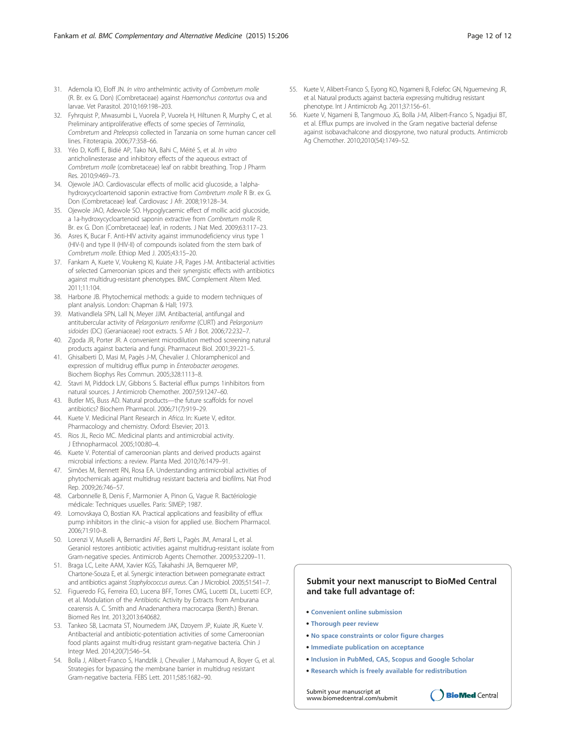31. Ademola IO, Eloff JN. *In vitro* anthelmintic activity of *Combretum molle* (R. Br. ex G. Don) (Combretaceae) against *Haemonchus contortus* ova and larvae. Vet Parasitol. 2010;169:198–203.
32. Fyhrquist P, Mwasumbi L, Vuorela P, Vuorela H, Hiltunen R, Murphy C, et al. Preliminary antiproliferative effects of some species of *Terminalia*, *Combretum* and *Pteleopsis* collected in Tanzania on some human cancer cell lines. Fitoterapia. 2006;77:358–66.
33. Yéo D, Koffi E, Bidié AP, Tako NA, Bahi C, Méité S, et al. *In vitro* anticholinesterase and inhibitory effects of the aqueous extract of *Combretum molle* (combretaceae) leaf on rabbit breathing. Trop J Pharm Res. 2010;9:469–73.
34. Ojewole JAO. Cardiovascular effects of mollic acid glucoside, a 1alpha-hydroxycycloartenoid saponin extractive from *Combretum molle* R Br. ex G. Don (Combretaceae) leaf. Cardiovasc J Afr. 2008;19:128–34.
35. Ojewole JAO, Adewole SO. Hypoglycaemic effect of mollic acid glucoside, a 1a-hydroxycycloartenoid saponin extractive from *Combretum molle* R. Br. ex G. Don (Combretaceae) leaf, in rodents. J Nat Med. 2009;63:117–23.
36. Asres K, Bucar F. Anti-HIV activity against immunodeficiency virus type 1 (HIV-I) and type II (HIV-II) of compounds isolated from the stem bark of *Combretum molle*. Ethiop Med J. 2005;43:15–20.
37. Fankam A, Kuete V, Voukeng KI, Kuiate J-R, Pages J-M. Antibacterial activities of selected Cameroonian spices and their synergistic effects with antibiotics against multidrug-resistant phenotypes. BMC Complement Altern Med. 2011;11:104.
38. Harbone JB. Phytochemical methods: a guide to modern techniques of plant analysis. London: Chapman & Hall; 1973.
39. Mativandlela SPN, Lall N, Meyer JJM. Antibacterial, antifungal and antitubercular activity of *Pelargonium reniforme* (CURT) and *Pelargonium sidoides* (DC) (Geraniaceae) root extracts. S Afr J Bot. 2006;72:232–7.
40. Zgoda JR, Porter JR. A convenient microdilution method screening natural products against bacteria and fungi. Pharmaceut Biol. 2001;39:221–5.
41. Ghisalberti D, Masi M, Pagès J-M, Chevalier J. Chloramphenicol and expression of multidrug efflux pump in *Enterobacter aerogenes*. Biochem Biophys Res Commun. 2005;328:1113–8.
42. Stavri M, Piddock LJV, Gibbons S. Bacterial efflux pumps 1inhibitors from natural sources. J Antimicrob Chemother. 2007;59:1247–60.
43. Butler MS, Buss AD. Natural products—the future scaffolds for novel antibiotics? Biochem Pharmacol. 2006;71(7):919–29.
44. Kuete V. Medicinal Plant Research in *Africa*. In: Kuete V, editor. Pharmacology and chemistry. Oxford: Elsevier; 2013.
45. Rios JL, Recio MC. Medicinal plants and antimicrobial activity. J Ethnopharmacol. 2005;100:80–4.
46. Kuete V. Potential of cameroonian plants and derived products against microbial infections: a review. Planta Med. 2010;76:1479–91.
47. Simões M, Bennett RN, Rosa EA. Understanding antimicrobial activities of phytochemicals against multidrug resistant bacteria and biofilms. Nat Prod Rep. 2009;26:746–57.
48. Carbonnelle B, Denis F, Marmonier A, Pinon G, Vague R. Bactériologie médicale: Techniques usuelles. Paris: SIMEP; 1987.
49. Lomovskaya O, Bostian KA. Practical applications and feasibility of efflux pump inhibitors in the clinic–a vision for applied use. Biochem Pharmacol. 2006;71:910–8.
50. Lorenzi V, Muselli A, Bernardini AF, Berti L, Pagès JM, Amaral L, et al. Geraniol restores antibiotic activities against multidrug-resistant isolate from Gram-negative species. Antimicrob Agents Chemother. 2009;53:2209–11.
51. Braga LC, Leite AAM, Xavier KGS, Takahashi JA, Bemquerer MP, Chartone-Souza E, et al. Synergic interaction between pomegranate extract and antibiotics against *Staphylococcus aureus*. Can J Microbiol. 2005;51:541–7.
52. Figueredo FG, Ferreira EO, Lucena BFF, Torres CMG, Lucetti DL, Lucetti ECP, et al. Modulation of the Antibiotic Activity by Extracts from Amburana cearensis A. C. Smith and Anadenanthera macrocarpa (Benth.) Brenan. Biomed Res Int. 2013;2013:640682.
53. Tankeo SB, Lacmata ST, Noumedem JAK, Dzoyem JP, Kuiate JR, Kuete V. Antibacterial and antibiotic-potentiation activities of some Cameroonian food plants against multi-drug resistant gram-negative bacteria. Chin J Integr Med. 2014;20(7):546–54.
54. Bolla J, Alibert-Franco S, Handzlik J, Chevalier J, Mahamoud A, Boyer G, et al. Strategies for bypassing the membrane barrier in multidrug resistant Gram-negative bacteria. FEBS Lett. 2011;585:1682–90.
55. Kuete V, Alibert-Franco S, Eyong KO, Ngameni B, Folefoc GN, Nguemeving JR, et al. Natural products against bacteria expressing multidrug resistant phenotype. Int J Antimicrob Ag. 2011;37:156–61.
56. Kuete V, Ngameni B, Tangmouo JG, Bolla J-M, Alibert-Franco S, Ngadjui BT, et al. Efflux pumps are involved in the Gram negative bacterial defense against isobavachalcone and diospyrone, two natural products. Antimicrob Ag Chemother. 2010;2010(54):1749–52.

**Submit your next manuscript to BioMed Central and take full advantage of:**

- **Convenient online submission**
- **Thorough peer review**
- **No space constraints or color figure charges**
- **Immediate publication on acceptance**
- **Inclusion in PubMed, CAS, Scopus and Google Scholar**
- **Research which is freely available for redistribution**

Submit your manuscript at
www.biomedcentral.com/submit

BioMed Central